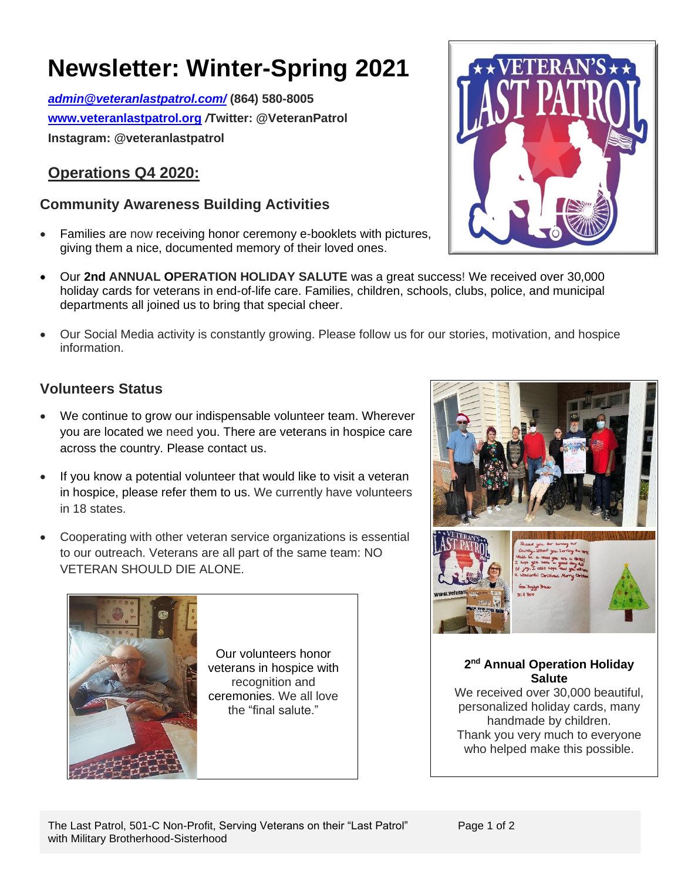# Newsletter: Winter-Spring 2021

***admin@veteranlastpatrol.com/*** **(864) 580-8005**
**www.veteranlastpatrol.org /Twitter: @VeteranPatrol**
**Instagram: @veteranlastpatrol**

## Operations Q4 2020:

### Community Awareness Building Activities

- Families are now receiving honor ceremony e-booklets with pictures, giving them a nice, documented memory of their loved ones.
- Our **2nd ANNUAL OPERATION HOLIDAY SALUTE** was a great success! We received over 30,000 holiday cards for veterans in end-of-life care. Families, children, schools, clubs, police, and municipal departments all joined us to bring that special cheer.
- Our Social Media activity is constantly growing. Please follow us for our stories, motivation, and hospice information.

### Volunteers Status

- We continue to grow our indispensable volunteer team. Wherever you are located we need you. There are veterans in hospice care across the country. Please contact us.
- If you know a potential volunteer that would like to visit a veteran in hospice, please refer them to us. We currently have volunteers in 18 states.
- Cooperating with other veteran service organizations is essential to our outreach. Veterans are all part of the same team: NO VETERAN SHOULD DIE ALONE.

Our volunteers honor veterans in hospice with recognition and ceremonies. We all love the "final salute."

**2nd Annual Operation Holiday Salute**
We received over 30,000 beautiful, personalized holiday cards, many handmade by children.
Thank you very much to everyone who helped make this possible.

The Last Patrol, 501-C Non-Profit, Serving Veterans on their "Last Patrol" with Military Brotherhood-Sisterhood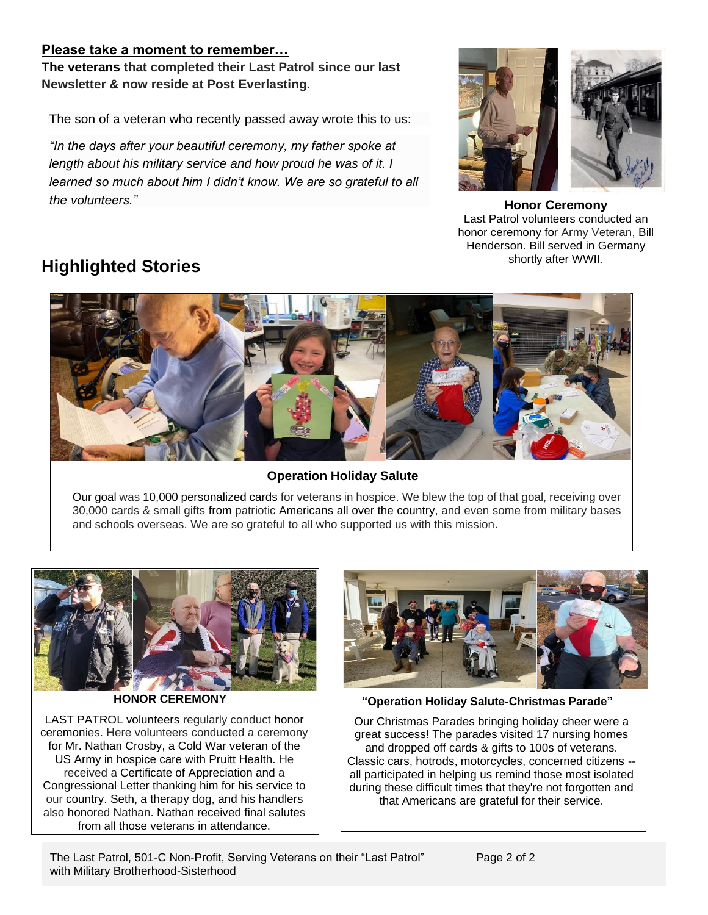**Please take a moment to remember…**

**The veterans that completed their Last Patrol since our last Newsletter & now reside at Post Everlasting.**

The son of a veteran who recently passed away wrote this to us:

*"In the days after your beautiful ceremony, my father spoke at length about his military service and how proud he was of it. I learned so much about him I didn't know. We are so grateful to all the volunteers."*

**Honor Ceremony**

Last Patrol volunteers conducted an honor ceremony for Army Veteran, Bill Henderson. Bill served in Germany shortly after WWII.

## Highlighted Stories

**Operation Holiday Salute**

Our goal was 10,000 personalized cards for veterans in hospice. We blew the top of that goal, receiving over 30,000 cards & small gifts from patriotic Americans all over the country, and even some from military bases and schools overseas. We are so grateful to all who supported us with this mission.

**HONOR CEREMONY**

LAST PATROL volunteers regularly conduct honor ceremonies. Here volunteers conducted a ceremony for Mr. Nathan Crosby, a Cold War veteran of the US Army in hospice care with Pruitt Health. He received a Certificate of Appreciation and a Congressional Letter thanking him for his service to our country. Seth, a therapy dog, and his handlers also honored Nathan. Nathan received final salutes from all those veterans in attendance.

**"Operation Holiday Salute-Christmas Parade"**

Our Christmas Parades bringing holiday cheer were a great success! The parades visited 17 nursing homes and dropped off cards & gifts to 100s of veterans. Classic cars, hotrods, motorcycles, concerned citizens -- all participated in helping us remind those most isolated during these difficult times that they're not forgotten and that Americans are grateful for their service.

The Last Patrol, 501-C Non-Profit, Serving Veterans on their "Last Patrol" with Military Brotherhood-Sisterhood